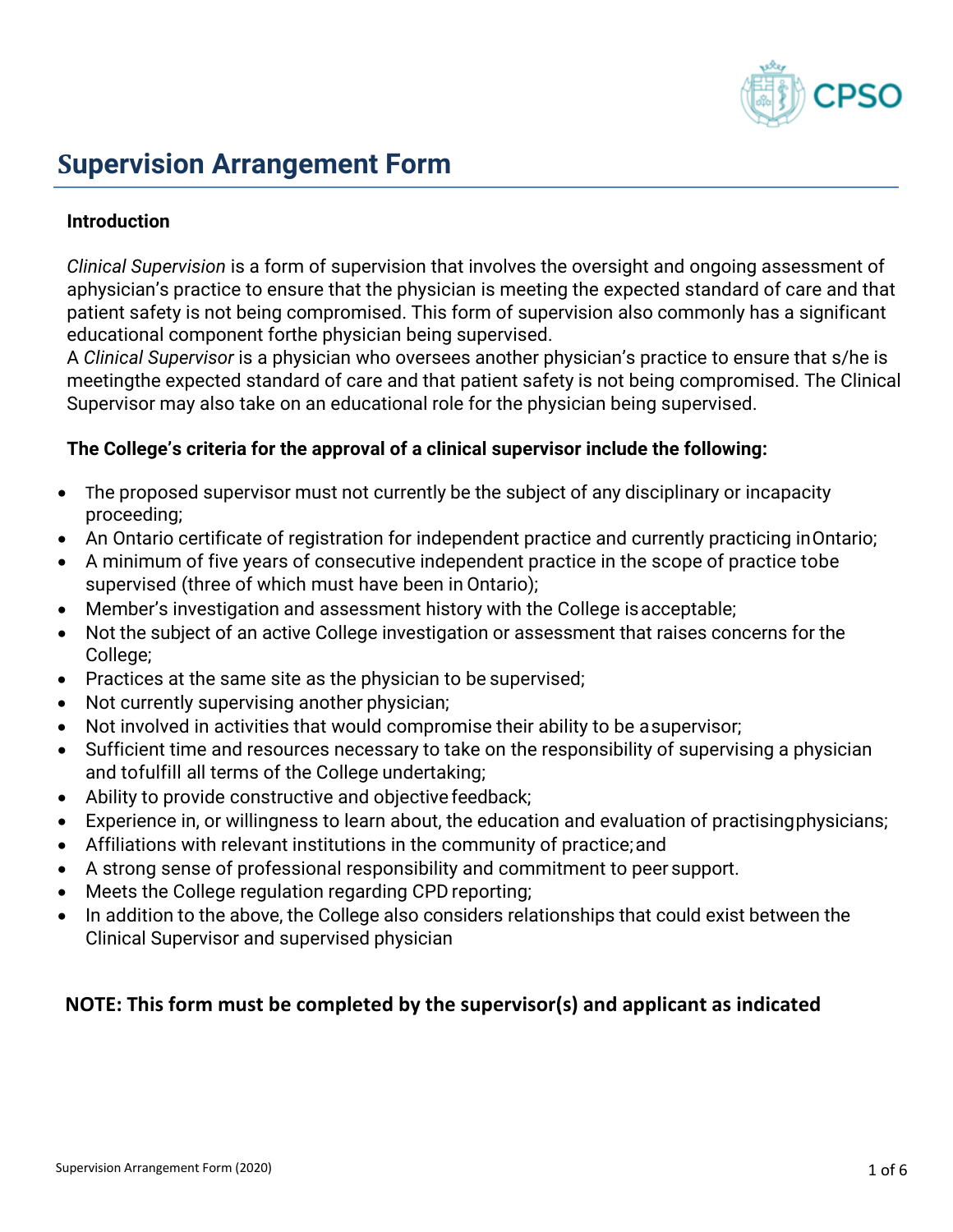# Supervision Arrangement Form

**Introduction**

*Clinical Supervision* is a form of supervision that involves the oversight and ongoing assessment of aphysician's practice to ensure that the physician is meeting the expected standard of care and that patient safety is not being compromised. This form of supervision also commonly has a significant educational component forthe physician being supervised.

A *Clinical Supervisor* is a physician who oversees another physician's practice to ensure that s/he is meetingthe expected standard of care and that patient safety is not being compromised. The Clinical Supervisor may also take on an educational role for the physician being supervised.

**The College's criteria for the approval of a clinical supervisor include the following:**

- The proposed supervisor must not currently be the subject of any disciplinary or incapacity proceeding;
- An Ontario certificate of registration for independent practice and currently practicing in Ontario;
- A minimum of five years of consecutive independent practice in the scope of practice tobe supervised (three of which must have been in Ontario);
- Member's investigation and assessment history with the College is acceptable;
- Not the subject of an active College investigation or assessment that raises concerns for the College;
- Practices at the same site as the physician to be supervised;
- Not currently supervising another physician;
- Not involved in activities that would compromise their ability to be a supervisor;
- Sufficient time and resources necessary to take on the responsibility of supervising a physician and tofulfill all terms of the College undertaking;
- Ability to provide constructive and objective feedback;
- Experience in, or willingness to learn about, the education and evaluation of practising physicians;
- Affiliations with relevant institutions in the community of practice; and
- A strong sense of professional responsibility and commitment to peer support.
- Meets the College regulation regarding CPD reporting;
- In addition to the above, the College also considers relationships that could exist between the Clinical Supervisor and supervised physician

**NOTE: This form must be completed by the supervisor(s) and applicant as indicated**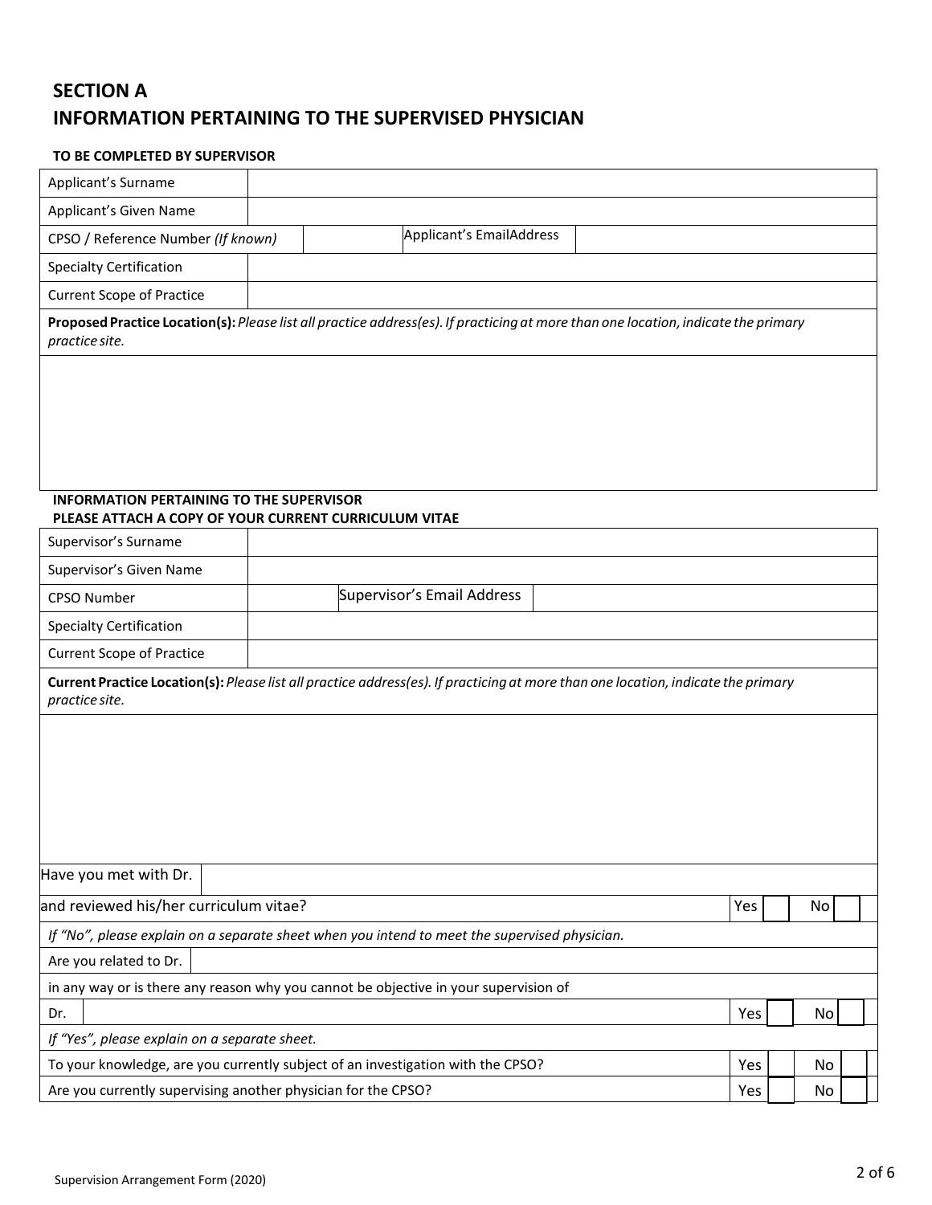# SECTION A
# INFORMATION PERTAINING TO THE SUPERVISED PHYSICIAN

**TO BE COMPLETED BY SUPERVISOR**

| | | | |
|---|---|---|---|
| Applicant's Surname | | | |
| Applicant's Given Name | | | |
| CPSO / Reference Number *(If known)* | | Applicant's EmailAddress | |
| Specialty Certification | | | |
| Current Scope of Practice | | | |

**Proposed Practice Location(s):** *Please list all practice address(es). If practicing at more than one location, indicate the primary practice site.*

&nbsp;

**INFORMATION PERTAINING TO THE SUPERVISOR**
**PLEASE ATTACH A COPY OF YOUR CURRENT CURRICULUM VITAE**

| | | | |
|---|---|---|---|
| Supervisor's Surname | | | |
| Supervisor's Given Name | | | |
| CPSO Number | | Supervisor's Email Address | |
| Specialty Certification | | | |
| Current Scope of Practice | | | |

**Current Practice Location(s):** *Please list all practice address(es). If practicing at more than one location, indicate the primary practice site.*

&nbsp;

| | | | | | |
|---|---|---|---|---|---|
| Have you met with Dr. | | | | | |
| and reviewed his/her curriculum vitae? | | Yes | | No | |
| *If "No", please explain on a separate sheet when you intend to meet the supervised physician.* | | | | | |
| Are you related to Dr. | | | | | |
| in any way or is there any reason why you cannot be objective in your supervision of | | | | | |
| Dr. | | Yes | | No | |
| *If "Yes", please explain on a separate sheet.* | | | | | |
| To your knowledge, are you currently subject of an investigation with the CPSO? | | Yes | | No | |
| Are you currently supervising another physician for the CPSO? | | Yes | | No | |

Supervision Arrangement Form (2020)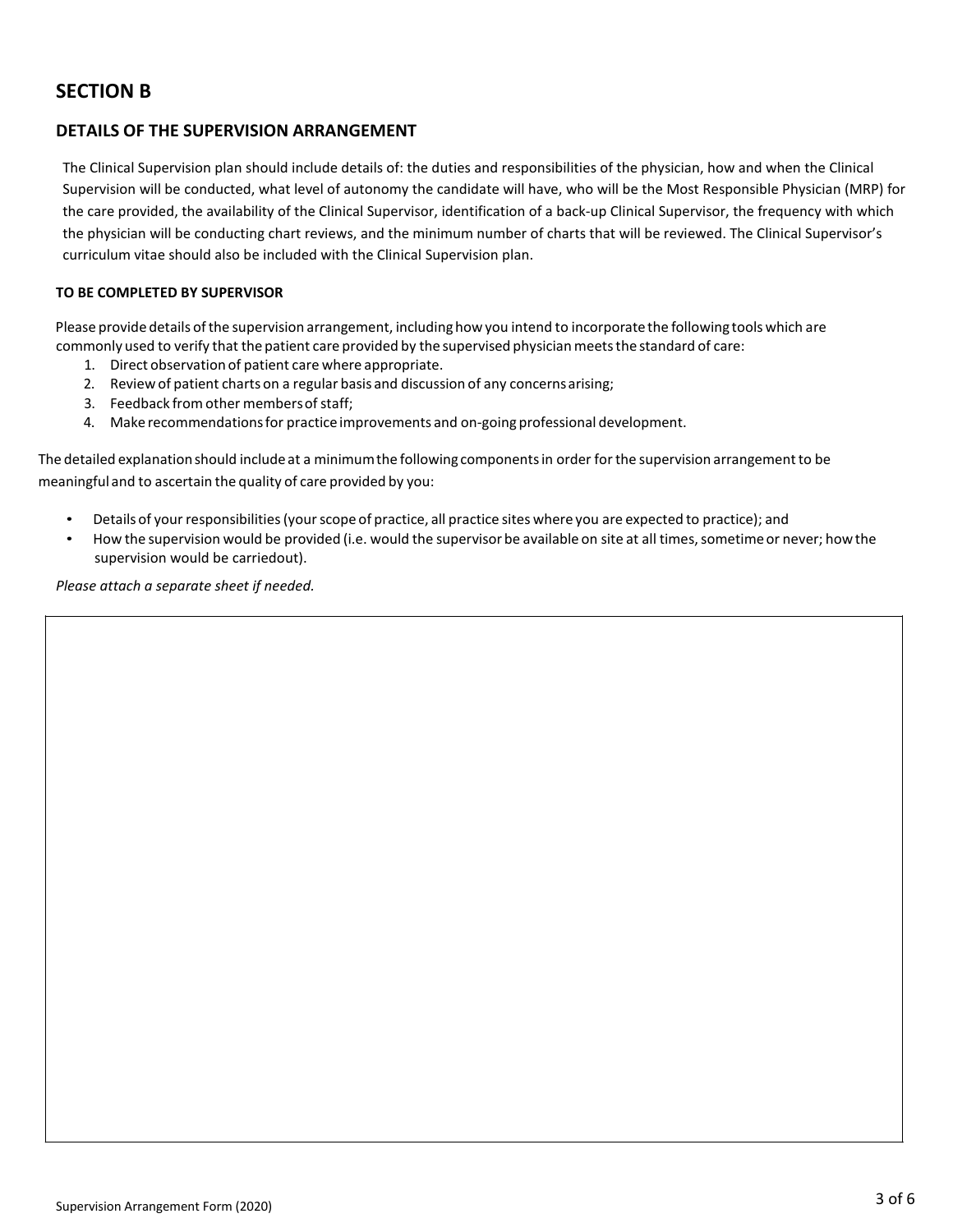## SECTION B

### DETAILS OF THE SUPERVISION ARRANGEMENT

The Clinical Supervision plan should include details of: the duties and responsibilities of the physician, how and when the Clinical Supervision will be conducted, what level of autonomy the candidate will have, who will be the Most Responsible Physician (MRP) for the care provided, the availability of the Clinical Supervisor, identification of a back-up Clinical Supervisor, the frequency with which the physician will be conducting chart reviews, and the minimum number of charts that will be reviewed. The Clinical Supervisor's curriculum vitae should also be included with the Clinical Supervision plan.

**TO BE COMPLETED BY SUPERVISOR**

Please provide details of the supervision arrangement, including how you intend to incorporate the following tools which are commonly used to verify that the patient care provided by the supervised physician meets the standard of care:

1. Direct observation of patient care where appropriate.
2. Review of patient charts on a regular basis and discussion of any concerns arising;
3. Feedback from other members of staff;
4. Make recommendations for practice improvements and on-going professional development.

The detailed explanation should include at a minimum the following components in order for the supervision arrangement to be meaningful and to ascertain the quality of care provided by you:

- Details of your responsibilities (your scope of practice, all practice sites where you are expected to practice); and
- How the supervision would be provided (i.e. would the supervisor be available on site at all times, sometime or never; how the supervision would be carriedout).

*Please attach a separate sheet if needed.*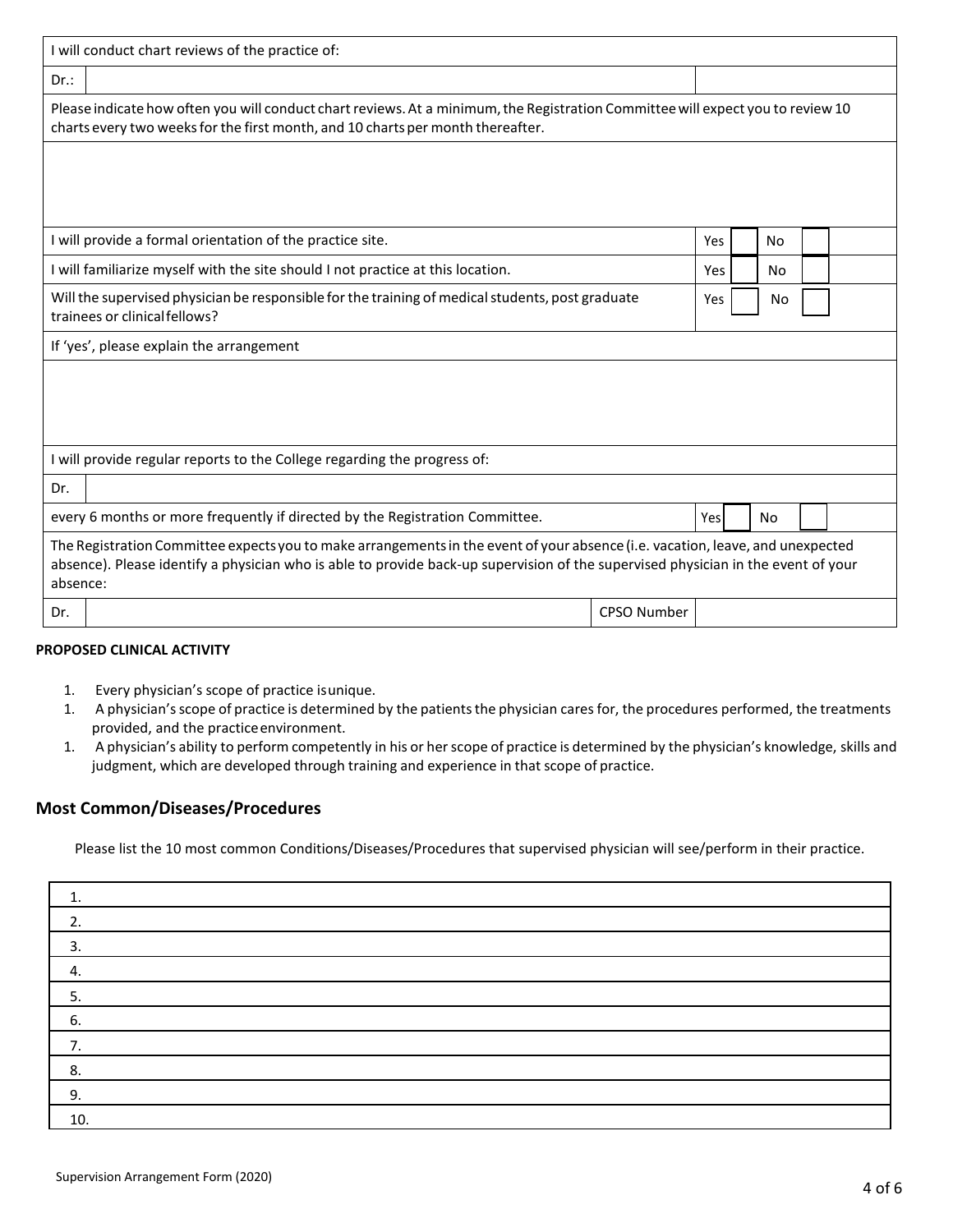| I will conduct chart reviews of the practice of: | | |
|---|---|---|
| Dr.: | | |
| Please indicate how often you will conduct chart reviews. At a minimum, the Registration Committee will expect you to review 10 charts every two weeks for the first month, and 10 charts per month thereafter. | | |
| | | |
| I will provide a formal orientation of the practice site. | | Yes ☐ No ☐ |
| I will familiarize myself with the site should I not practice at this location. | | Yes ☐ No ☐ |
| Will the supervised physician be responsible for the training of medical students, post graduate trainees or clinical fellows? | | Yes ☐ No ☐ |
| If 'yes', please explain the arrangement | | |
| | | |
| I will provide regular reports to the College regarding the progress of: | | |
| Dr. | | |
| every 6 months or more frequently if directed by the Registration Committee. | | Yes ☐ No ☐ |
| The Registration Committee expects you to make arrangements in the event of your absence (i.e. vacation, leave, and unexpected absence). Please identify a physician who is able to provide back-up supervision of the supervised physician in the event of your absence: | | |
| Dr. | | CPSO Number |

**PROPOSED CLINICAL ACTIVITY**

1. Every physician's scope of practice is unique.
1. A physician's scope of practice is determined by the patients the physician cares for, the procedures performed, the treatments provided, and the practice environment.
1. A physician's ability to perform competently in his or her scope of practice is determined by the physician's knowledge, skills and judgment, which are developed through training and experience in that scope of practice.

## Most Common/Diseases/Procedures

Please list the 10 most common Conditions/Diseases/Procedures that supervised physician will see/perform in their practice.

| |
|---|
| 1. |
| 2. |
| 3. |
| 4. |
| 5. |
| 6. |
| 7. |
| 8. |
| 9. |
| 10. |

Supervision Arrangement Form (2020)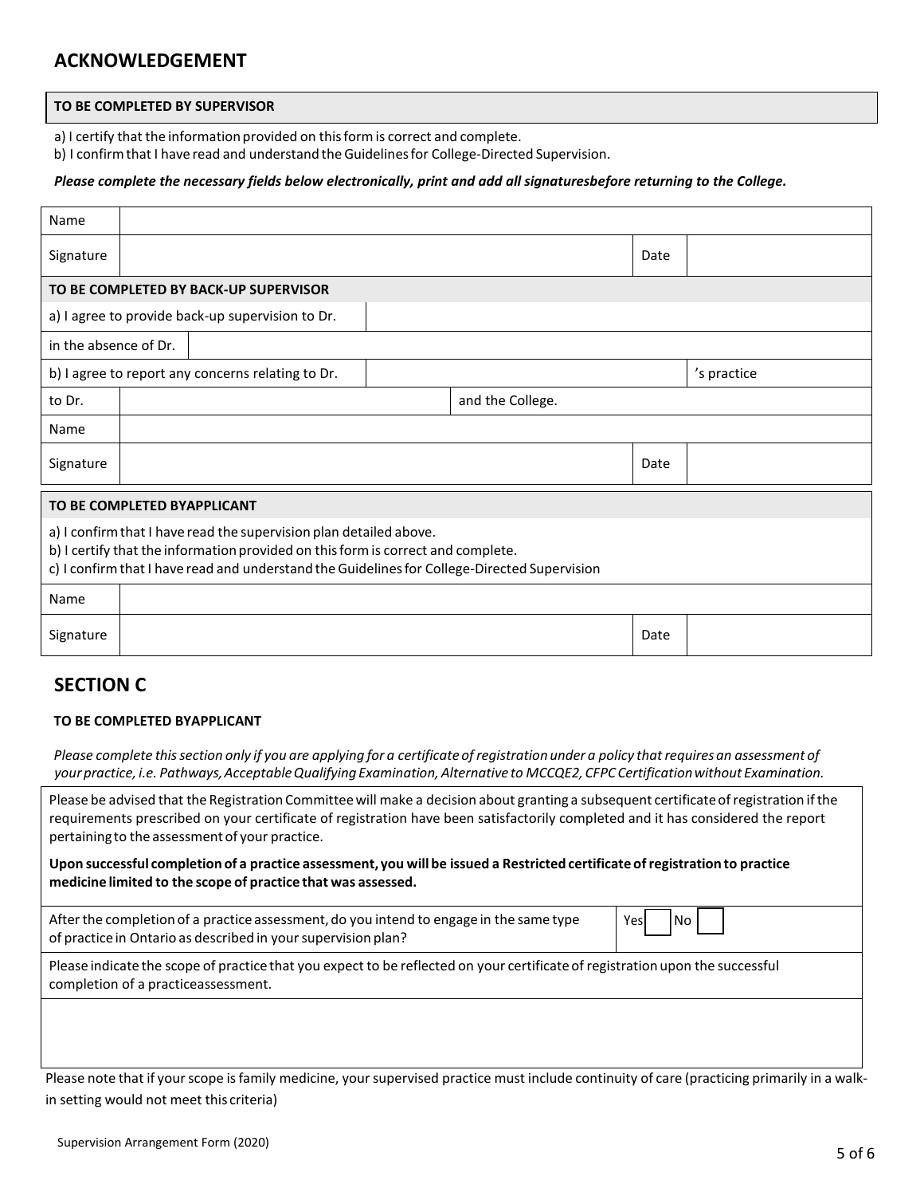## ACKNOWLEDGEMENT

**TO BE COMPLETED BY SUPERVISOR**

a) I certify that the information provided on this form is correct and complete.
b) I confirm that I have read and understand the Guidelines for College-Directed Supervision.

***Please complete the necessary fields below electronically, print and add all signaturesbefore returning to the College.***

| Name | | | |
|---|---|---|---|
| Signature | | Date | |

**TO BE COMPLETED BY BACK-UP SUPERVISOR**

| | | | |
|---|---|---|---|
| a) I agree to provide back-up supervision to Dr. | | | |
| in the absence of Dr. | | | |
| b) I agree to report any concerns relating to Dr. | | | ’s practice |
| to Dr. | | and the College. | |
| Name | | | |
| Signature | | Date | |

**TO BE COMPLETED BYAPPLICANT**

a) I confirm that I have read the supervision plan detailed above.
b) I certify that the information provided on this form is correct and complete.
c) I confirm that I have read and understand the Guidelines for College-Directed Supervision

| Name | | | |
|---|---|---|---|
| Signature | | Date | |

## SECTION C

**TO BE COMPLETED BYAPPLICANT**

*Please complete this section only if you are applying for a certificate of registration under a policy that requires an assessment of your practice, i.e. Pathways, Acceptable Qualifying Examination, Alternative to MCCQE2, CFPC Certification without Examination.*

Please be advised that the Registration Committee will make a decision about granting a subsequent certificate of registration if the requirements prescribed on your certificate of registration have been satisfactorily completed and it has considered the report pertaining to the assessment of your practice.

**Upon successful completion of a practice assessment, you will be issued a Restricted certificate of registration to practice medicine limited to the scope of practice that was assessed.**

| | |
|---|---|
| After the completion of a practice assessment, do you intend to engage in the same type of practice in Ontario as described in your supervision plan? | Yes ☐ No ☐ |

Please indicate the scope of practice that you expect to be reflected on your certificate of registration upon the successful completion of a practiceassessment.

| |
|---|
| |

Please note that if your scope is family medicine, your supervised practice must include continuity of care (practicing primarily in a walk-in setting would not meet this criteria)

Supervision Arrangement Form (2020)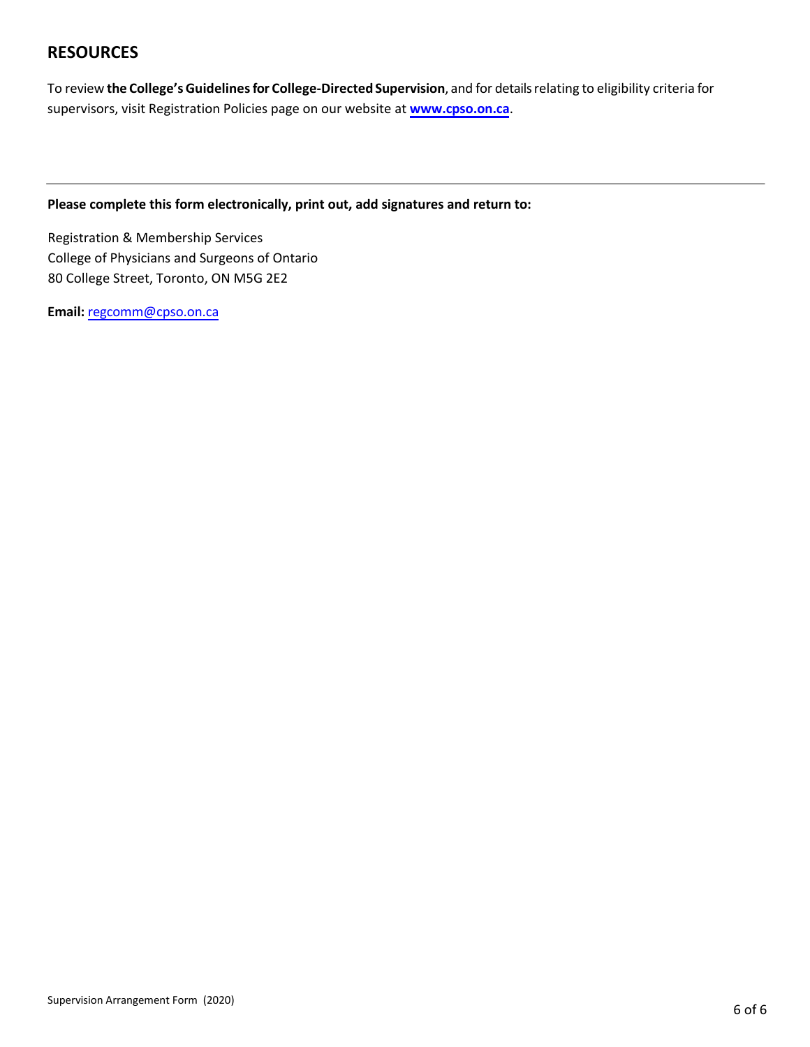## RESOURCES

To review **the College's Guidelines for College-Directed Supervision**, and for details relating to eligibility criteria for supervisors, visit Registration Policies page on our website at **www.cpso.on.ca**.

---

**Please complete this form electronically, print out, add signatures and return to:**

Registration & Membership Services
College of Physicians and Surgeons of Ontario
80 College Street, Toronto, ON M5G 2E2

**Email:** regcomm@cpso.on.ca

Supervision Arrangement Form (2020)